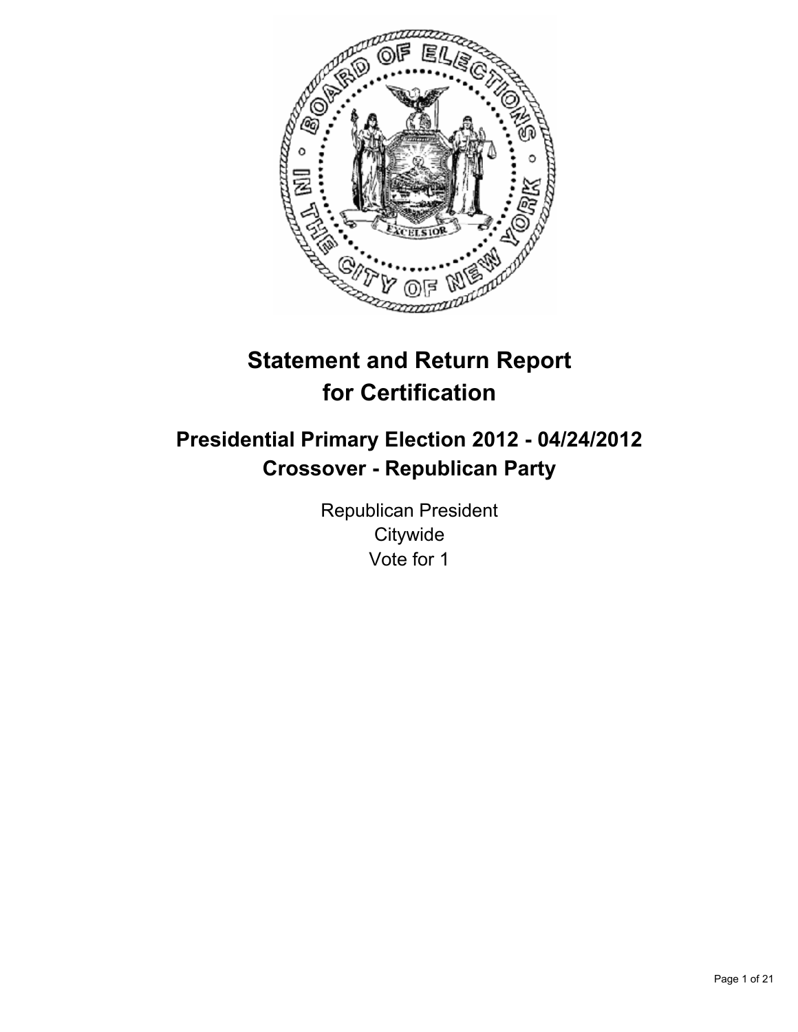# Statement and Return Report for Certification

## Presidential Primary Election 2012 - 04/24/2012
## Crossover - Republican Party

Republican President
Citywide
Vote for 1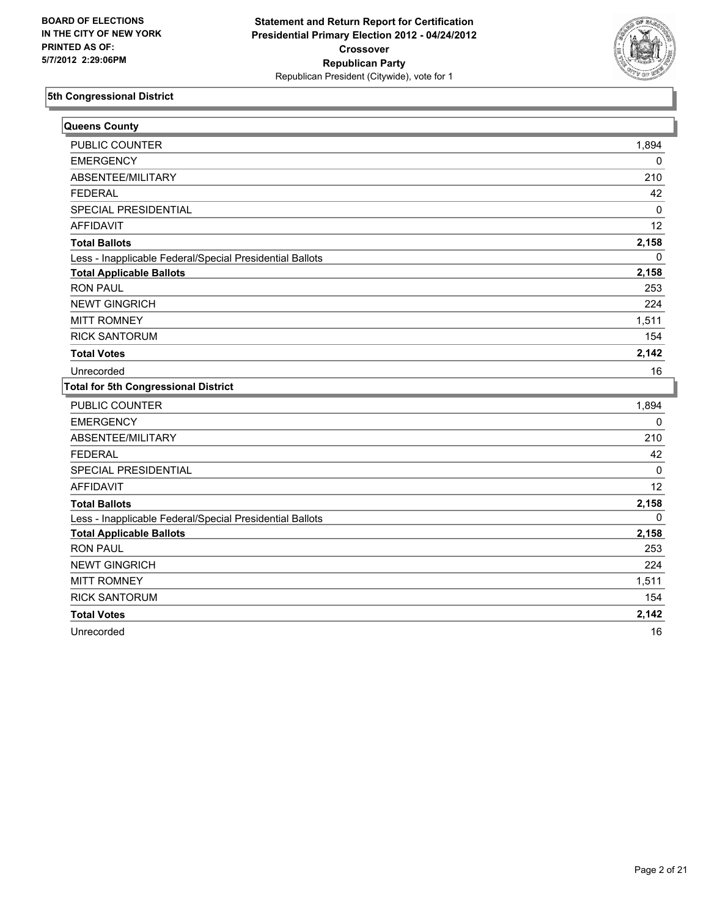BOARD OF ELECTIONS
IN THE CITY OF NEW YORK
PRINTED AS OF:
5/7/2012 2:29:06PM

**Statement and Return Report for Certification**
**Presidential Primary Election 2012 - 04/24/2012**
**Crossover**
**Republican Party**
Republican President (Citywide), vote for 1

## 5th Congressional District

### Queens County

| | |
|---|---|
| PUBLIC COUNTER | 1,894 |
| EMERGENCY | 0 |
| ABSENTEE/MILITARY | 210 |
| FEDERAL | 42 |
| SPECIAL PRESIDENTIAL | 0 |
| AFFIDAVIT | 12 |
| **Total Ballots** | **2,158** |
| Less - Inapplicable Federal/Special Presidential Ballots | 0 |
| **Total Applicable Ballots** | **2,158** |
| RON PAUL | 253 |
| NEWT GINGRICH | 224 |
| MITT ROMNEY | 1,511 |
| RICK SANTORUM | 154 |
| **Total Votes** | **2,142** |
| Unrecorded | 16 |

### Total for 5th Congressional District

| | |
|---|---|
| PUBLIC COUNTER | 1,894 |
| EMERGENCY | 0 |
| ABSENTEE/MILITARY | 210 |
| FEDERAL | 42 |
| SPECIAL PRESIDENTIAL | 0 |
| AFFIDAVIT | 12 |
| **Total Ballots** | **2,158** |
| Less - Inapplicable Federal/Special Presidential Ballots | 0 |
| **Total Applicable Ballots** | **2,158** |
| RON PAUL | 253 |
| NEWT GINGRICH | 224 |
| MITT ROMNEY | 1,511 |
| RICK SANTORUM | 154 |
| **Total Votes** | **2,142** |
| Unrecorded | 16 |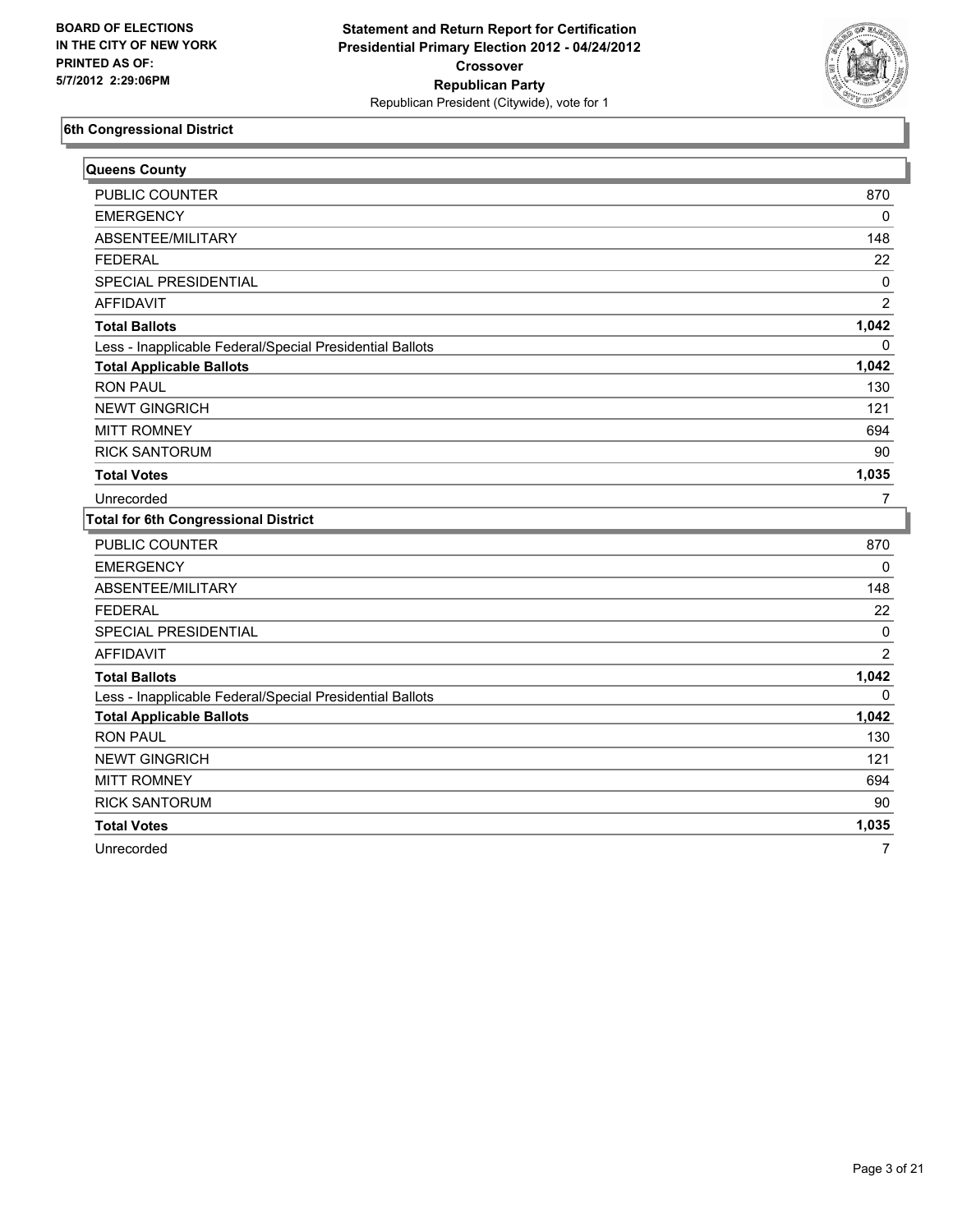**BOARD OF ELECTIONS IN THE CITY OF NEW YORK PRINTED AS OF: 5/7/2012 2:29:06PM**

**Statement and Return Report for Certification**
**Presidential Primary Election 2012 - 04/24/2012**
**Crossover**
**Republican Party**
Republican President (Citywide), vote for 1

## 6th Congressional District

### Queens County

| | |
|---|---|
| PUBLIC COUNTER | 870 |
| EMERGENCY | 0 |
| ABSENTEE/MILITARY | 148 |
| FEDERAL | 22 |
| SPECIAL PRESIDENTIAL | 0 |
| AFFIDAVIT | 2 |
| **Total Ballots** | **1,042** |
| Less - Inapplicable Federal/Special Presidential Ballots | 0 |
| **Total Applicable Ballots** | **1,042** |
| RON PAUL | 130 |
| NEWT GINGRICH | 121 |
| MITT ROMNEY | 694 |
| RICK SANTORUM | 90 |
| **Total Votes** | **1,035** |
| Unrecorded | 7 |

### Total for 6th Congressional District

| | |
|---|---|
| PUBLIC COUNTER | 870 |
| EMERGENCY | 0 |
| ABSENTEE/MILITARY | 148 |
| FEDERAL | 22 |
| SPECIAL PRESIDENTIAL | 0 |
| AFFIDAVIT | 2 |
| **Total Ballots** | **1,042** |
| Less - Inapplicable Federal/Special Presidential Ballots | 0 |
| **Total Applicable Ballots** | **1,042** |
| RON PAUL | 130 |
| NEWT GINGRICH | 121 |
| MITT ROMNEY | 694 |
| RICK SANTORUM | 90 |
| **Total Votes** | **1,035** |
| Unrecorded | 7 |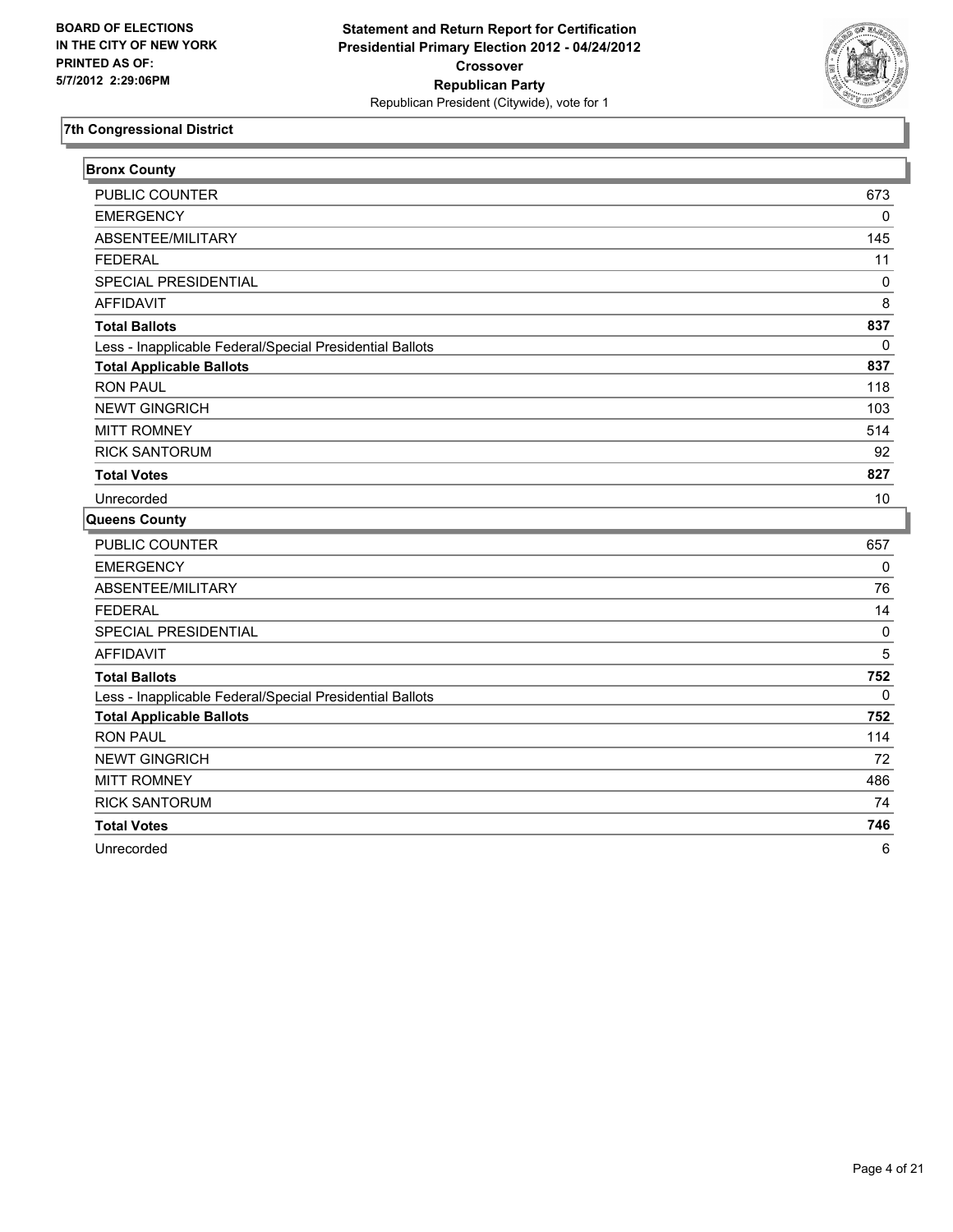BOARD OF ELECTIONS
IN THE CITY OF NEW YORK
PRINTED AS OF:
5/7/2012 2:29:06PM

**Statement and Return Report for Certification**
**Presidential Primary Election 2012 - 04/24/2012**
**Crossover**
**Republican Party**
Republican President (Citywide), vote for 1

## 7th Congressional District

### Bronx County

| | |
|---|---|
| PUBLIC COUNTER | 673 |
| EMERGENCY | 0 |
| ABSENTEE/MILITARY | 145 |
| FEDERAL | 11 |
| SPECIAL PRESIDENTIAL | 0 |
| AFFIDAVIT | 8 |
| **Total Ballots** | **837** |
| Less - Inapplicable Federal/Special Presidential Ballots | 0 |
| **Total Applicable Ballots** | **837** |
| RON PAUL | 118 |
| NEWT GINGRICH | 103 |
| MITT ROMNEY | 514 |
| RICK SANTORUM | 92 |
| **Total Votes** | **827** |
| Unrecorded | 10 |

### Queens County

| | |
|---|---|
| PUBLIC COUNTER | 657 |
| EMERGENCY | 0 |
| ABSENTEE/MILITARY | 76 |
| FEDERAL | 14 |
| SPECIAL PRESIDENTIAL | 0 |
| AFFIDAVIT | 5 |
| **Total Ballots** | **752** |
| Less - Inapplicable Federal/Special Presidential Ballots | 0 |
| **Total Applicable Ballots** | **752** |
| RON PAUL | 114 |
| NEWT GINGRICH | 72 |
| MITT ROMNEY | 486 |
| RICK SANTORUM | 74 |
| **Total Votes** | **746** |
| Unrecorded | 6 |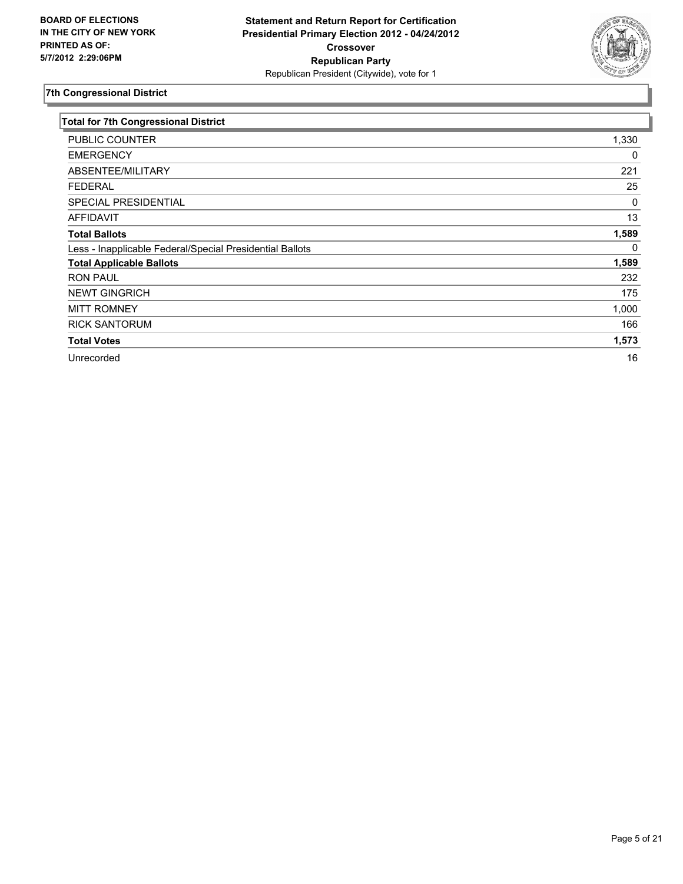**BOARD OF ELECTIONS IN THE CITY OF NEW YORK PRINTED AS OF: 5/7/2012 2:29:06PM**

**Statement and Return Report for Certification Presidential Primary Election 2012 - 04/24/2012 Crossover Republican Party**
Republican President (Citywide), vote for 1

## 7th Congressional District

| Total for 7th Congressional District | |
|---|---|
| PUBLIC COUNTER | 1,330 |
| EMERGENCY | 0 |
| ABSENTEE/MILITARY | 221 |
| FEDERAL | 25 |
| SPECIAL PRESIDENTIAL | 0 |
| AFFIDAVIT | 13 |
| **Total Ballots** | **1,589** |
| Less - Inapplicable Federal/Special Presidential Ballots | 0 |
| **Total Applicable Ballots** | **1,589** |
| RON PAUL | 232 |
| NEWT GINGRICH | 175 |
| MITT ROMNEY | 1,000 |
| RICK SANTORUM | 166 |
| **Total Votes** | **1,573** |
| Unrecorded | 16 |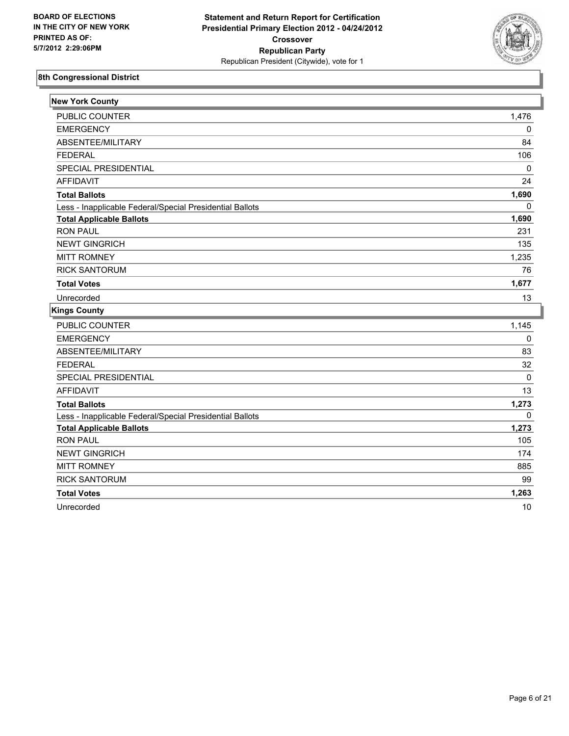BOARD OF ELECTIONS
IN THE CITY OF NEW YORK
PRINTED AS OF:
5/7/2012 2:29:06PM

**Statement and Return Report for Certification**
**Presidential Primary Election 2012 - 04/24/2012**
**Crossover**
**Republican Party**
Republican President (Citywide), vote for 1

## 8th Congressional District

### New York County

| | |
|---|---|
| PUBLIC COUNTER | 1,476 |
| EMERGENCY | 0 |
| ABSENTEE/MILITARY | 84 |
| FEDERAL | 106 |
| SPECIAL PRESIDENTIAL | 0 |
| AFFIDAVIT | 24 |
| **Total Ballots** | **1,690** |
| Less - Inapplicable Federal/Special Presidential Ballots | 0 |
| **Total Applicable Ballots** | **1,690** |
| RON PAUL | 231 |
| NEWT GINGRICH | 135 |
| MITT ROMNEY | 1,235 |
| RICK SANTORUM | 76 |
| **Total Votes** | **1,677** |
| Unrecorded | 13 |

### Kings County

| | |
|---|---|
| PUBLIC COUNTER | 1,145 |
| EMERGENCY | 0 |
| ABSENTEE/MILITARY | 83 |
| FEDERAL | 32 |
| SPECIAL PRESIDENTIAL | 0 |
| AFFIDAVIT | 13 |
| **Total Ballots** | **1,273** |
| Less - Inapplicable Federal/Special Presidential Ballots | 0 |
| **Total Applicable Ballots** | **1,273** |
| RON PAUL | 105 |
| NEWT GINGRICH | 174 |
| MITT ROMNEY | 885 |
| RICK SANTORUM | 99 |
| **Total Votes** | **1,263** |
| Unrecorded | 10 |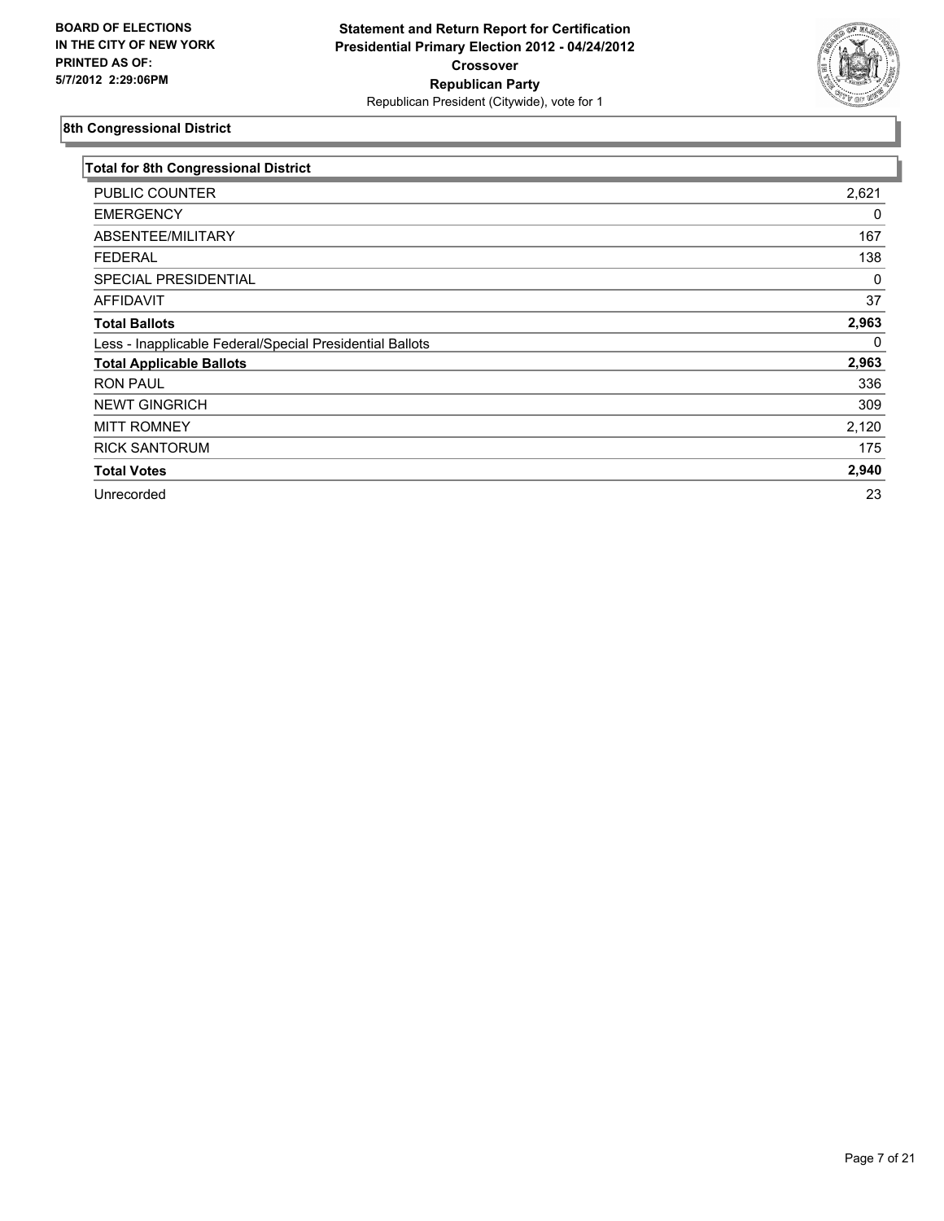**BOARD OF ELECTIONS IN THE CITY OF NEW YORK PRINTED AS OF: 5/7/2012 2:29:06PM**

**Statement and Return Report for Certification**
**Presidential Primary Election 2012 - 04/24/2012**
**Crossover**
**Republican Party**
Republican President (Citywide), vote for 1

## 8th Congressional District

| Total for 8th Congressional District | |
|---|---|
| PUBLIC COUNTER | 2,621 |
| EMERGENCY | 0 |
| ABSENTEE/MILITARY | 167 |
| FEDERAL | 138 |
| SPECIAL PRESIDENTIAL | 0 |
| AFFIDAVIT | 37 |
| **Total Ballots** | **2,963** |
| Less - Inapplicable Federal/Special Presidential Ballots | 0 |
| **Total Applicable Ballots** | **2,963** |
| RON PAUL | 336 |
| NEWT GINGRICH | 309 |
| MITT ROMNEY | 2,120 |
| RICK SANTORUM | 175 |
| **Total Votes** | **2,940** |
| Unrecorded | 23 |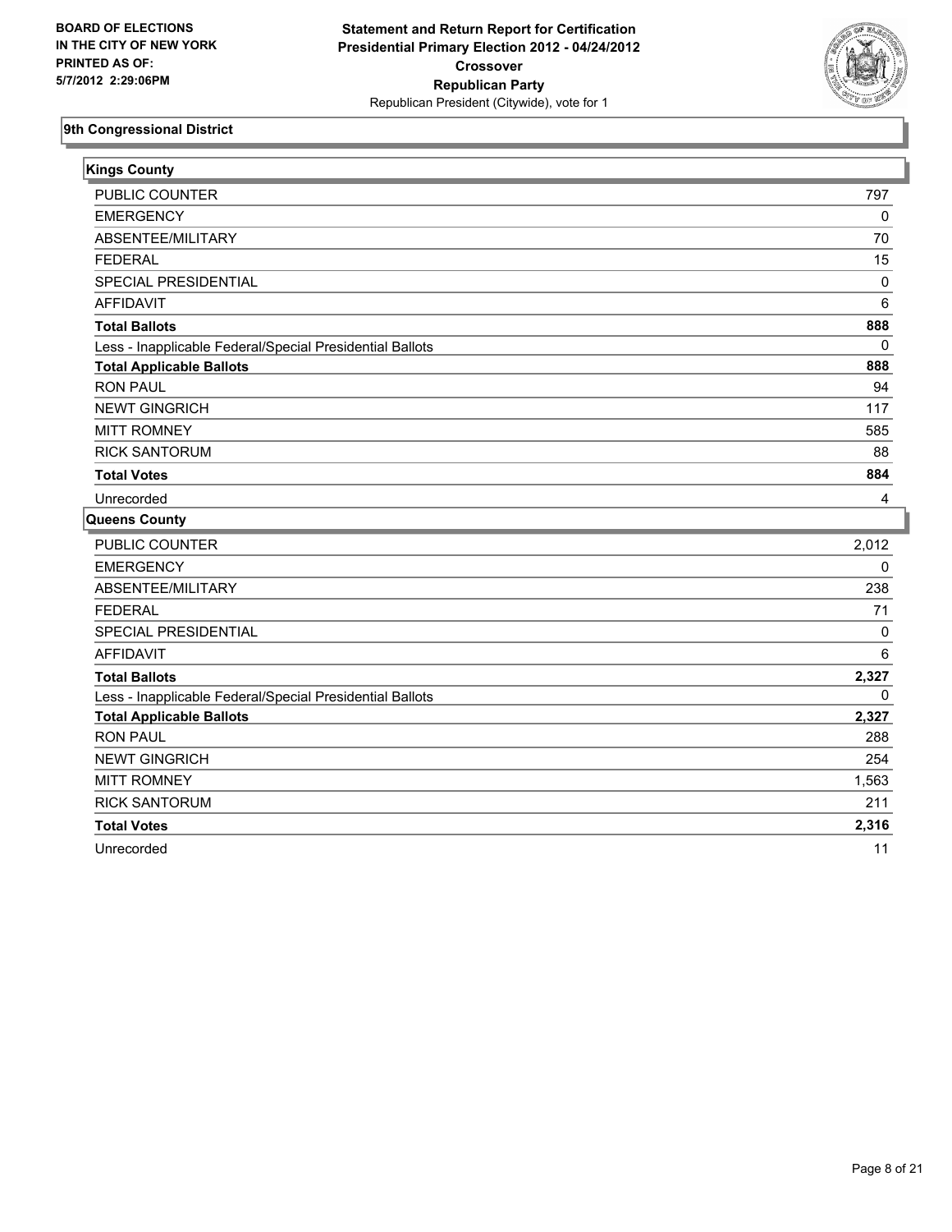**BOARD OF ELECTIONS**
**IN THE CITY OF NEW YORK**
**PRINTED AS OF:**
**5/7/2012 2:29:06PM**

**Statement and Return Report for Certification**
**Presidential Primary Election 2012 - 04/24/2012**
**Crossover**
**Republican Party**
Republican President (Citywide), vote for 1

## 9th Congressional District

### Kings County

| | |
|---|---|
| PUBLIC COUNTER | 797 |
| EMERGENCY | 0 |
| ABSENTEE/MILITARY | 70 |
| FEDERAL | 15 |
| SPECIAL PRESIDENTIAL | 0 |
| AFFIDAVIT | 6 |
| **Total Ballots** | **888** |
| Less - Inapplicable Federal/Special Presidential Ballots | 0 |
| **Total Applicable Ballots** | **888** |
| RON PAUL | 94 |
| NEWT GINGRICH | 117 |
| MITT ROMNEY | 585 |
| RICK SANTORUM | 88 |
| **Total Votes** | **884** |
| Unrecorded | 4 |

### Queens County

| | |
|---|---|
| PUBLIC COUNTER | 2,012 |
| EMERGENCY | 0 |
| ABSENTEE/MILITARY | 238 |
| FEDERAL | 71 |
| SPECIAL PRESIDENTIAL | 0 |
| AFFIDAVIT | 6 |
| **Total Ballots** | **2,327** |
| Less - Inapplicable Federal/Special Presidential Ballots | 0 |
| **Total Applicable Ballots** | **2,327** |
| RON PAUL | 288 |
| NEWT GINGRICH | 254 |
| MITT ROMNEY | 1,563 |
| RICK SANTORUM | 211 |
| **Total Votes** | **2,316** |
| Unrecorded | 11 |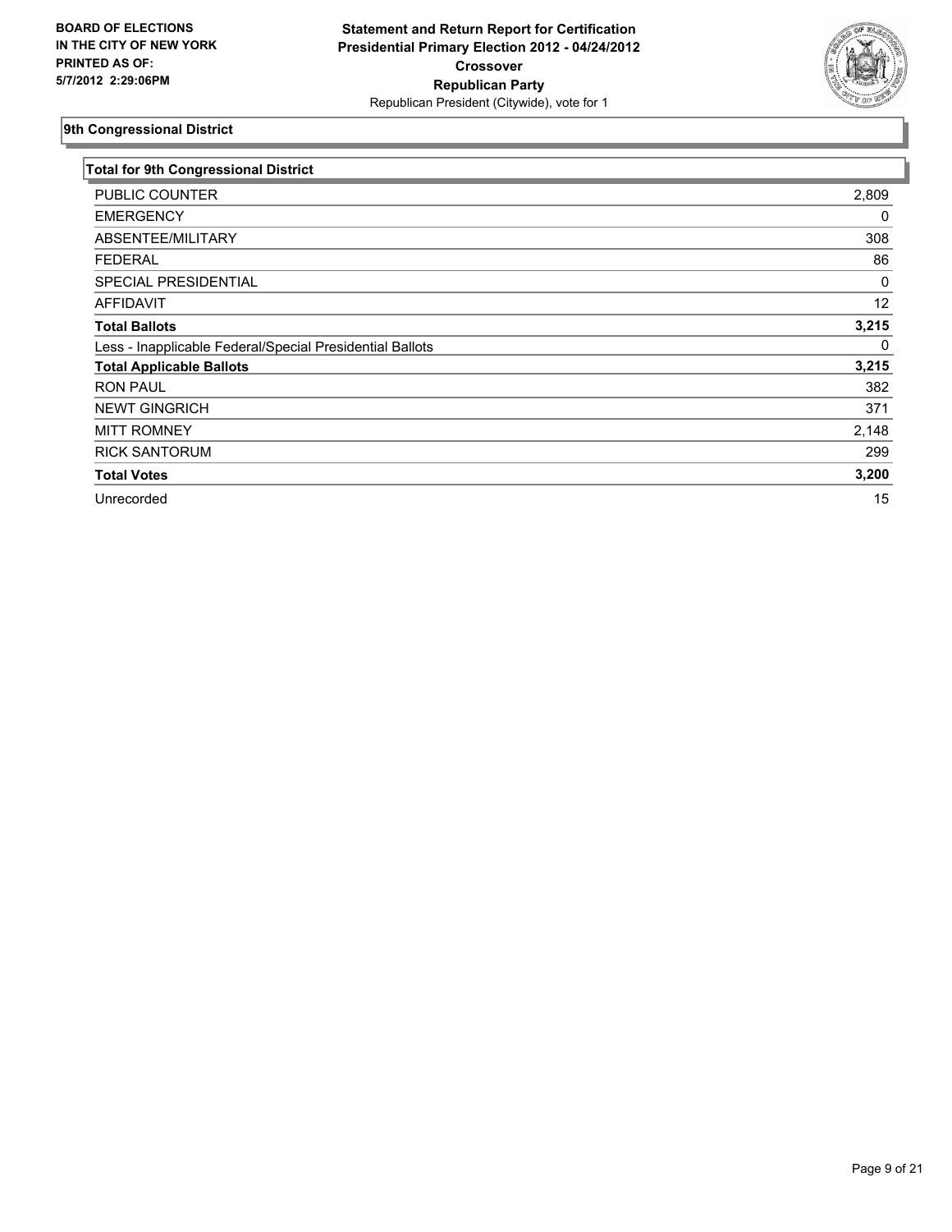**BOARD OF ELECTIONS IN THE CITY OF NEW YORK PRINTED AS OF: 5/7/2012 2:29:06PM**

**Statement and Return Report for Certification Presidential Primary Election 2012 - 04/24/2012 Crossover Republican Party**

Republican President (Citywide), vote for 1

## 9th Congressional District

| Total for 9th Congressional District | |
|---|---|
| PUBLIC COUNTER | 2,809 |
| EMERGENCY | 0 |
| ABSENTEE/MILITARY | 308 |
| FEDERAL | 86 |
| SPECIAL PRESIDENTIAL | 0 |
| AFFIDAVIT | 12 |
| **Total Ballots** | **3,215** |
| Less - Inapplicable Federal/Special Presidential Ballots | 0 |
| **Total Applicable Ballots** | **3,215** |
| RON PAUL | 382 |
| NEWT GINGRICH | 371 |
| MITT ROMNEY | 2,148 |
| RICK SANTORUM | 299 |
| **Total Votes** | **3,200** |
| Unrecorded | 15 |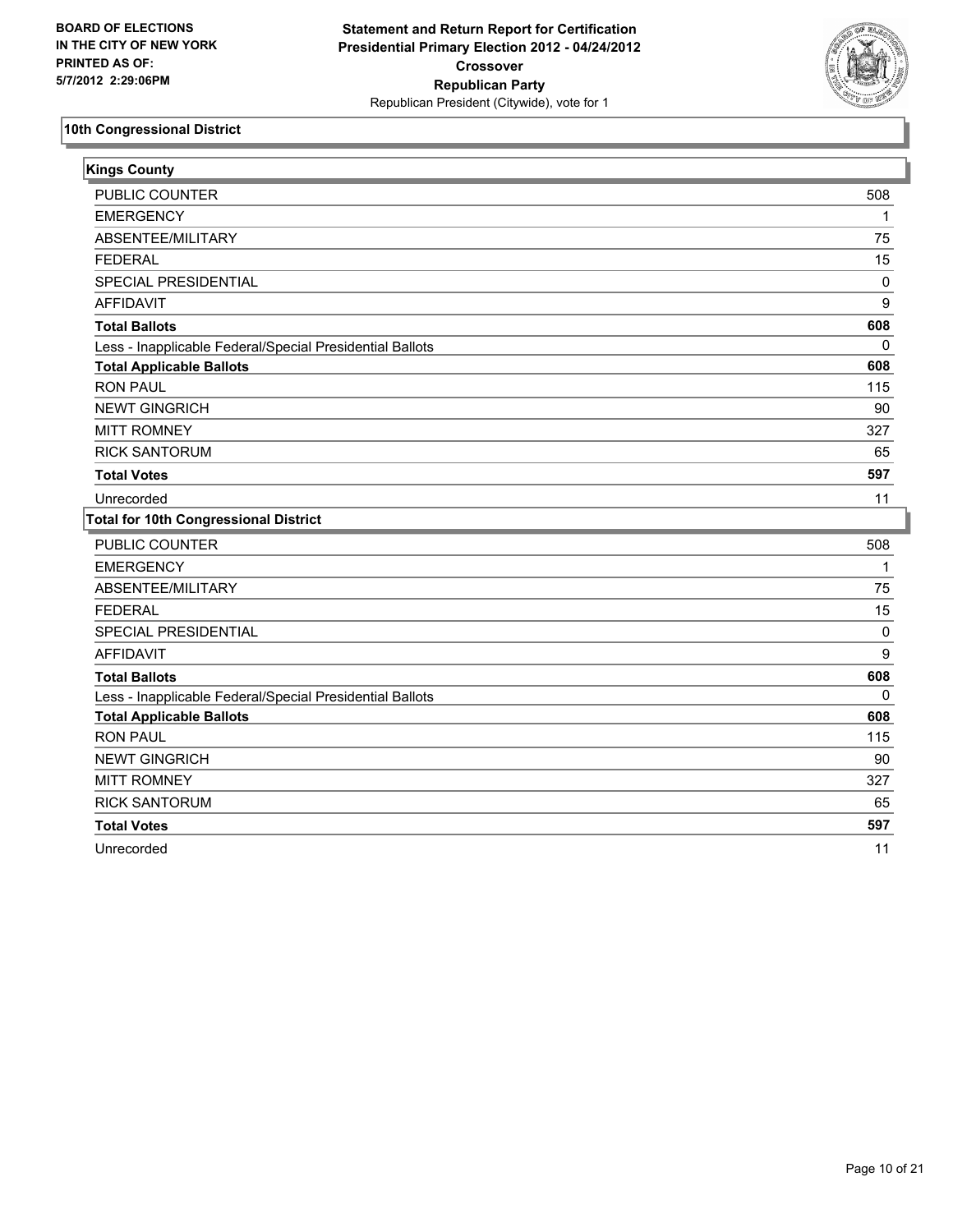**BOARD OF ELECTIONS IN THE CITY OF NEW YORK PRINTED AS OF: 5/7/2012 2:29:06PM**

**Statement and Return Report for Certification**
**Presidential Primary Election 2012 - 04/24/2012**
**Crossover**
**Republican Party**
Republican President (Citywide), vote for 1

## 10th Congressional District

### Kings County

| | |
|---|---|
| PUBLIC COUNTER | 508 |
| EMERGENCY | 1 |
| ABSENTEE/MILITARY | 75 |
| FEDERAL | 15 |
| SPECIAL PRESIDENTIAL | 0 |
| AFFIDAVIT | 9 |
| **Total Ballots** | **608** |
| Less - Inapplicable Federal/Special Presidential Ballots | 0 |
| **Total Applicable Ballots** | **608** |
| RON PAUL | 115 |
| NEWT GINGRICH | 90 |
| MITT ROMNEY | 327 |
| RICK SANTORUM | 65 |
| **Total Votes** | **597** |
| Unrecorded | 11 |

### Total for 10th Congressional District

| | |
|---|---|
| PUBLIC COUNTER | 508 |
| EMERGENCY | 1 |
| ABSENTEE/MILITARY | 75 |
| FEDERAL | 15 |
| SPECIAL PRESIDENTIAL | 0 |
| AFFIDAVIT | 9 |
| **Total Ballots** | **608** |
| Less - Inapplicable Federal/Special Presidential Ballots | 0 |
| **Total Applicable Ballots** | **608** |
| RON PAUL | 115 |
| NEWT GINGRICH | 90 |
| MITT ROMNEY | 327 |
| RICK SANTORUM | 65 |
| **Total Votes** | **597** |
| Unrecorded | 11 |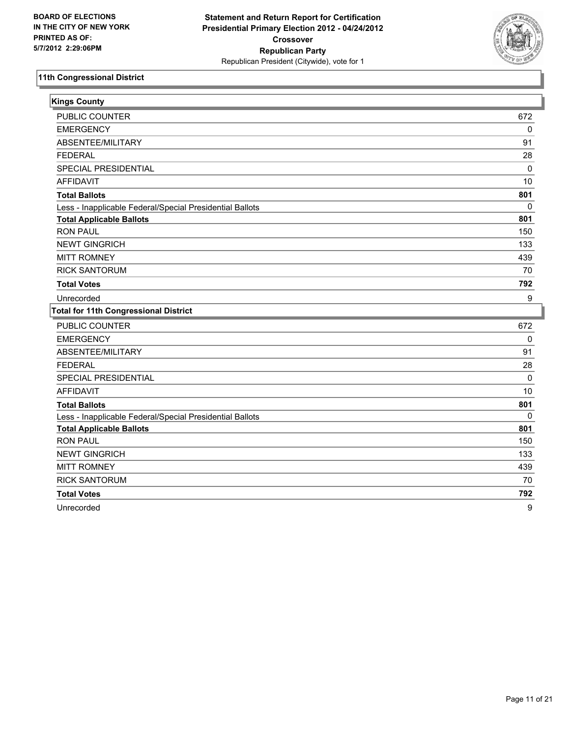BOARD OF ELECTIONS
IN THE CITY OF NEW YORK
PRINTED AS OF:
5/7/2012 2:29:06PM

**Statement and Return Report for Certification**
**Presidential Primary Election 2012 - 04/24/2012**
**Crossover**
**Republican Party**
Republican President (Citywide), vote for 1

## 11th Congressional District

### Kings County

| | |
|---|---|
| PUBLIC COUNTER | 672 |
| EMERGENCY | 0 |
| ABSENTEE/MILITARY | 91 |
| FEDERAL | 28 |
| SPECIAL PRESIDENTIAL | 0 |
| AFFIDAVIT | 10 |
| **Total Ballots** | **801** |
| Less - Inapplicable Federal/Special Presidential Ballots | 0 |
| **Total Applicable Ballots** | **801** |
| RON PAUL | 150 |
| NEWT GINGRICH | 133 |
| MITT ROMNEY | 439 |
| RICK SANTORUM | 70 |
| **Total Votes** | **792** |
| Unrecorded | 9 |

### Total for 11th Congressional District

| | |
|---|---|
| PUBLIC COUNTER | 672 |
| EMERGENCY | 0 |
| ABSENTEE/MILITARY | 91 |
| FEDERAL | 28 |
| SPECIAL PRESIDENTIAL | 0 |
| AFFIDAVIT | 10 |
| **Total Ballots** | **801** |
| Less - Inapplicable Federal/Special Presidential Ballots | 0 |
| **Total Applicable Ballots** | **801** |
| RON PAUL | 150 |
| NEWT GINGRICH | 133 |
| MITT ROMNEY | 439 |
| RICK SANTORUM | 70 |
| **Total Votes** | **792** |
| Unrecorded | 9 |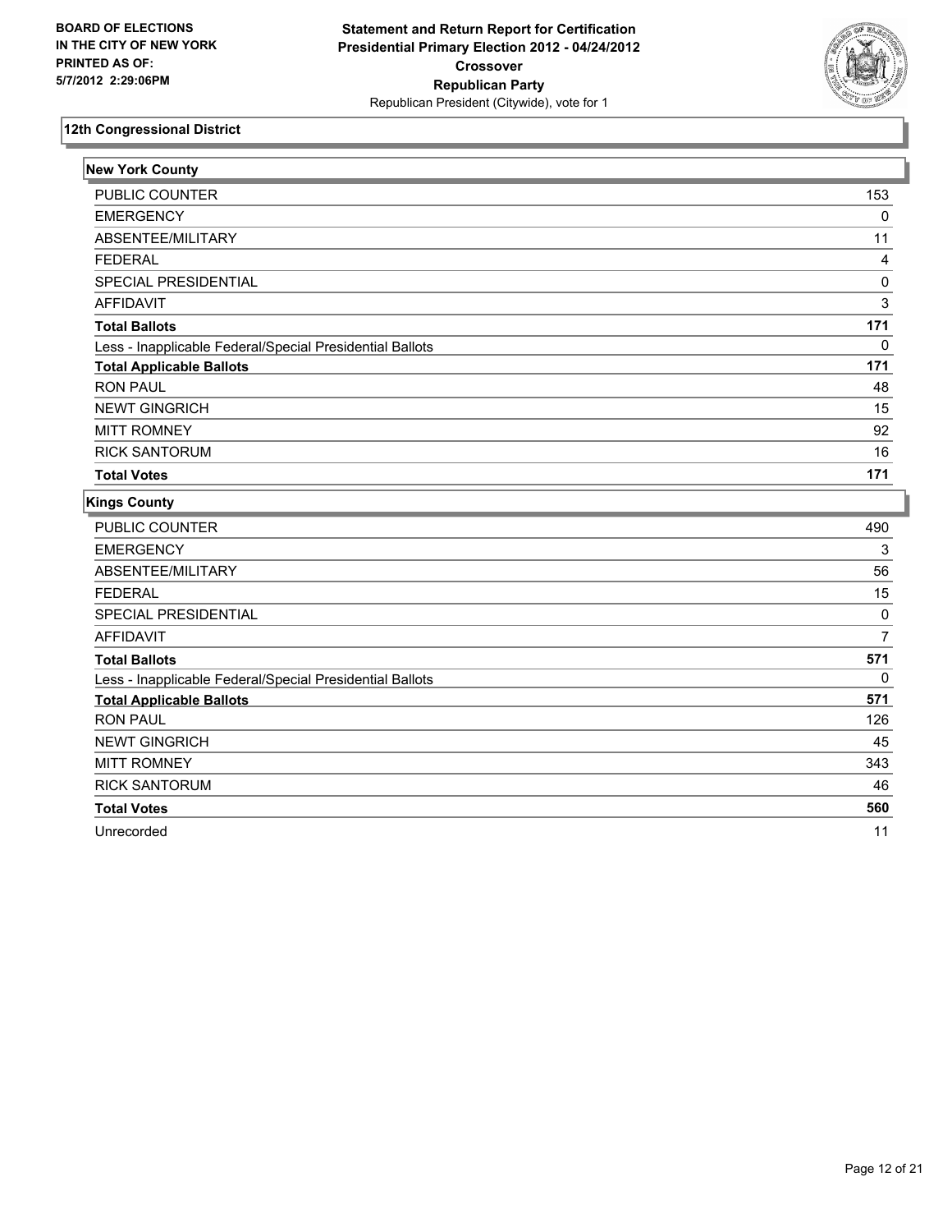**BOARD OF ELECTIONS IN THE CITY OF NEW YORK PRINTED AS OF: 5/7/2012 2:29:06PM**

**Statement and Return Report for Certification Presidential Primary Election 2012 - 04/24/2012 Crossover Republican Party**
Republican President (Citywide), vote for 1

## 12th Congressional District

### New York County

| | |
|---|---|
| PUBLIC COUNTER | 153 |
| EMERGENCY | 0 |
| ABSENTEE/MILITARY | 11 |
| FEDERAL | 4 |
| SPECIAL PRESIDENTIAL | 0 |
| AFFIDAVIT | 3 |
| **Total Ballots** | **171** |
| Less - Inapplicable Federal/Special Presidential Ballots | 0 |
| **Total Applicable Ballots** | **171** |
| RON PAUL | 48 |
| NEWT GINGRICH | 15 |
| MITT ROMNEY | 92 |
| RICK SANTORUM | 16 |
| **Total Votes** | **171** |

### Kings County

| | |
|---|---|
| PUBLIC COUNTER | 490 |
| EMERGENCY | 3 |
| ABSENTEE/MILITARY | 56 |
| FEDERAL | 15 |
| SPECIAL PRESIDENTIAL | 0 |
| AFFIDAVIT | 7 |
| **Total Ballots** | **571** |
| Less - Inapplicable Federal/Special Presidential Ballots | 0 |
| **Total Applicable Ballots** | **571** |
| RON PAUL | 126 |
| NEWT GINGRICH | 45 |
| MITT ROMNEY | 343 |
| RICK SANTORUM | 46 |
| **Total Votes** | **560** |
| Unrecorded | 11 |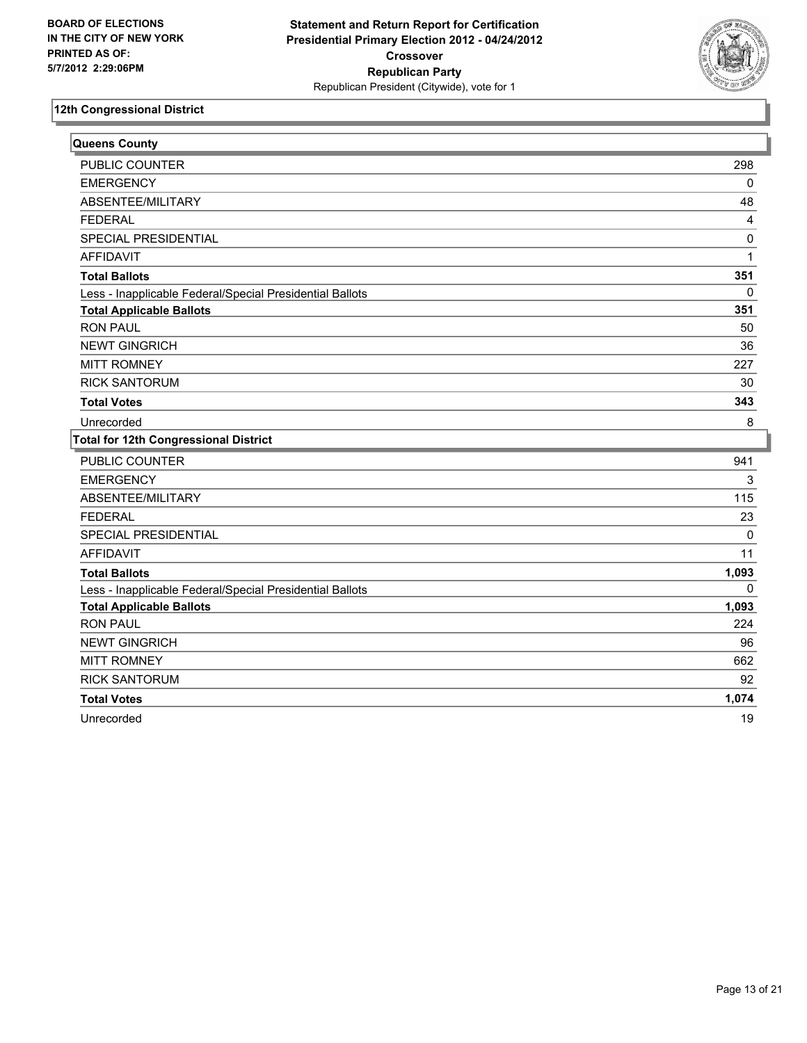BOARD OF ELECTIONS
IN THE CITY OF NEW YORK
PRINTED AS OF:
5/7/2012 2:29:06PM

**Statement and Return Report for Certification**
**Presidential Primary Election 2012 - 04/24/2012**
**Crossover**
**Republican Party**
Republican President (Citywide), vote for 1

## 12th Congressional District

### Queens County

| | |
|---|---|
| PUBLIC COUNTER | 298 |
| EMERGENCY | 0 |
| ABSENTEE/MILITARY | 48 |
| FEDERAL | 4 |
| SPECIAL PRESIDENTIAL | 0 |
| AFFIDAVIT | 1 |
| **Total Ballots** | **351** |
| Less - Inapplicable Federal/Special Presidential Ballots | 0 |
| **Total Applicable Ballots** | **351** |
| RON PAUL | 50 |
| NEWT GINGRICH | 36 |
| MITT ROMNEY | 227 |
| RICK SANTORUM | 30 |
| **Total Votes** | **343** |
| Unrecorded | 8 |

### Total for 12th Congressional District

| | |
|---|---|
| PUBLIC COUNTER | 941 |
| EMERGENCY | 3 |
| ABSENTEE/MILITARY | 115 |
| FEDERAL | 23 |
| SPECIAL PRESIDENTIAL | 0 |
| AFFIDAVIT | 11 |
| **Total Ballots** | **1,093** |
| Less - Inapplicable Federal/Special Presidential Ballots | 0 |
| **Total Applicable Ballots** | **1,093** |
| RON PAUL | 224 |
| NEWT GINGRICH | 96 |
| MITT ROMNEY | 662 |
| RICK SANTORUM | 92 |
| **Total Votes** | **1,074** |
| Unrecorded | 19 |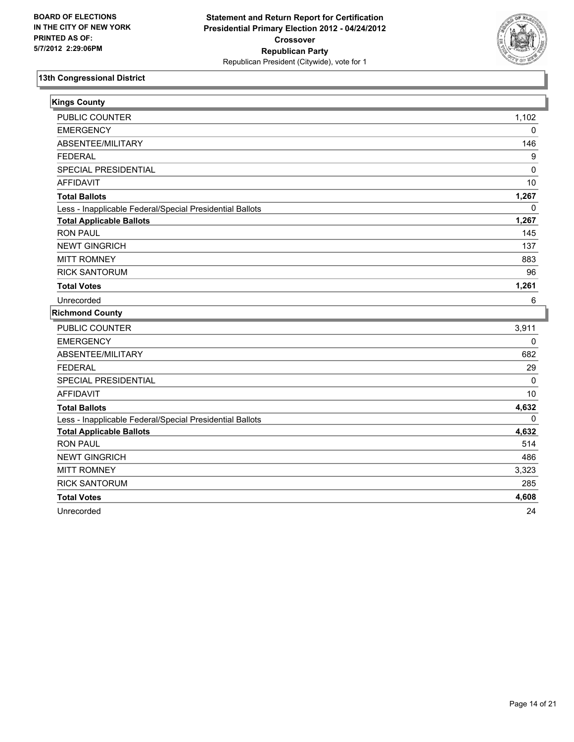**BOARD OF ELECTIONS IN THE CITY OF NEW YORK PRINTED AS OF: 5/7/2012 2:29:06PM**

**Statement and Return Report for Certification Presidential Primary Election 2012 - 04/24/2012 Crossover Republican Party**

Republican President (Citywide), vote for 1

## 13th Congressional District

### Kings County

| | |
|---|---|
| PUBLIC COUNTER | 1,102 |
| EMERGENCY | 0 |
| ABSENTEE/MILITARY | 146 |
| FEDERAL | 9 |
| SPECIAL PRESIDENTIAL | 0 |
| AFFIDAVIT | 10 |
| **Total Ballots** | **1,267** |
| Less - Inapplicable Federal/Special Presidential Ballots | 0 |
| **Total Applicable Ballots** | **1,267** |
| RON PAUL | 145 |
| NEWT GINGRICH | 137 |
| MITT ROMNEY | 883 |
| RICK SANTORUM | 96 |
| **Total Votes** | **1,261** |
| Unrecorded | 6 |

### Richmond County

| | |
|---|---|
| PUBLIC COUNTER | 3,911 |
| EMERGENCY | 0 |
| ABSENTEE/MILITARY | 682 |
| FEDERAL | 29 |
| SPECIAL PRESIDENTIAL | 0 |
| AFFIDAVIT | 10 |
| **Total Ballots** | **4,632** |
| Less - Inapplicable Federal/Special Presidential Ballots | 0 |
| **Total Applicable Ballots** | **4,632** |
| RON PAUL | 514 |
| NEWT GINGRICH | 486 |
| MITT ROMNEY | 3,323 |
| RICK SANTORUM | 285 |
| **Total Votes** | **4,608** |
| Unrecorded | 24 |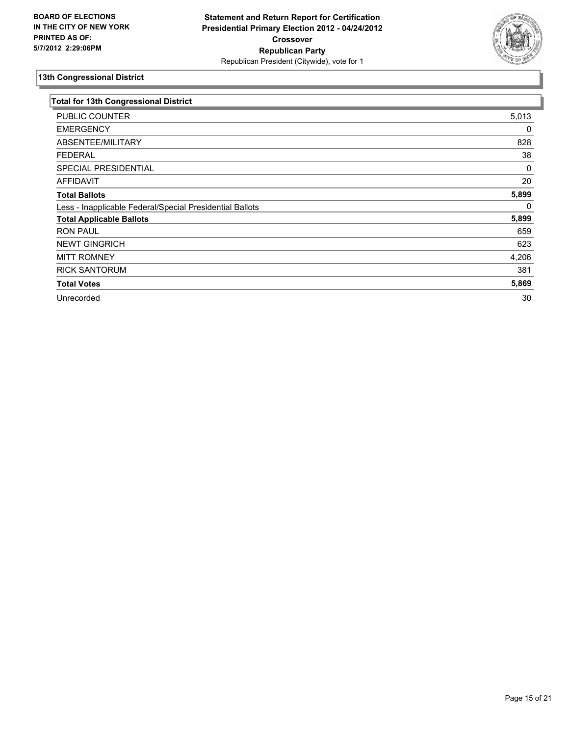**BOARD OF ELECTIONS IN THE CITY OF NEW YORK PRINTED AS OF: 5/7/2012 2:29:06PM**

**Statement and Return Report for Certification Presidential Primary Election 2012 - 04/24/2012 Crossover Republican Party**
Republican President (Citywide), vote for 1

## 13th Congressional District

| Total for 13th Congressional District | |
|---|---|
| PUBLIC COUNTER | 5,013 |
| EMERGENCY | 0 |
| ABSENTEE/MILITARY | 828 |
| FEDERAL | 38 |
| SPECIAL PRESIDENTIAL | 0 |
| AFFIDAVIT | 20 |
| **Total Ballots** | **5,899** |
| Less - Inapplicable Federal/Special Presidential Ballots | 0 |
| **Total Applicable Ballots** | **5,899** |
| RON PAUL | 659 |
| NEWT GINGRICH | 623 |
| MITT ROMNEY | 4,206 |
| RICK SANTORUM | 381 |
| **Total Votes** | **5,869** |
| Unrecorded | 30 |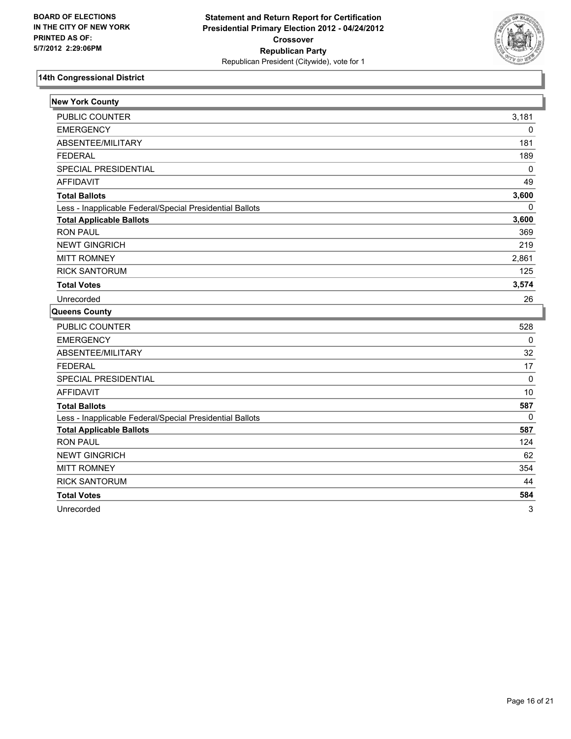BOARD OF ELECTIONS
IN THE CITY OF NEW YORK
PRINTED AS OF:
5/7/2012 2:29:06PM

**Statement and Return Report for Certification**
**Presidential Primary Election 2012 - 04/24/2012**
**Crossover**
**Republican Party**
Republican President (Citywide), vote for 1

## 14th Congressional District

### New York County

| | |
|---|---|
| PUBLIC COUNTER | 3,181 |
| EMERGENCY | 0 |
| ABSENTEE/MILITARY | 181 |
| FEDERAL | 189 |
| SPECIAL PRESIDENTIAL | 0 |
| AFFIDAVIT | 49 |
| **Total Ballots** | **3,600** |
| Less - Inapplicable Federal/Special Presidential Ballots | 0 |
| **Total Applicable Ballots** | **3,600** |
| RON PAUL | 369 |
| NEWT GINGRICH | 219 |
| MITT ROMNEY | 2,861 |
| RICK SANTORUM | 125 |
| **Total Votes** | **3,574** |
| Unrecorded | 26 |

### Queens County

| | |
|---|---|
| PUBLIC COUNTER | 528 |
| EMERGENCY | 0 |
| ABSENTEE/MILITARY | 32 |
| FEDERAL | 17 |
| SPECIAL PRESIDENTIAL | 0 |
| AFFIDAVIT | 10 |
| **Total Ballots** | **587** |
| Less - Inapplicable Federal/Special Presidential Ballots | 0 |
| **Total Applicable Ballots** | **587** |
| RON PAUL | 124 |
| NEWT GINGRICH | 62 |
| MITT ROMNEY | 354 |
| RICK SANTORUM | 44 |
| **Total Votes** | **584** |
| Unrecorded | 3 |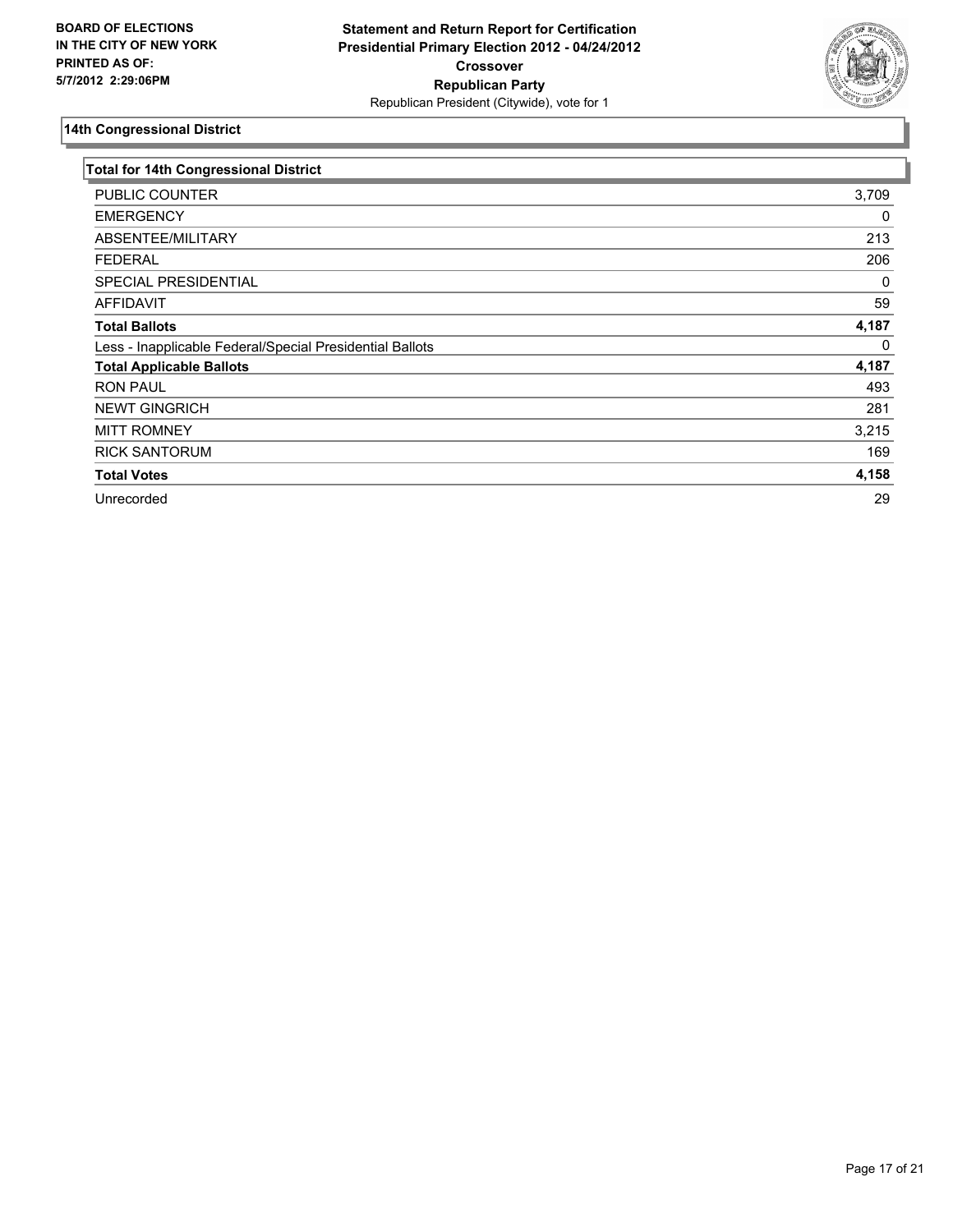**BOARD OF ELECTIONS IN THE CITY OF NEW YORK PRINTED AS OF: 5/7/2012 2:29:06PM**

**Statement and Return Report for Certification Presidential Primary Election 2012 - 04/24/2012 Crossover Republican Party**
Republican President (Citywide), vote for 1

## 14th Congressional District

| Total for 14th Congressional District | |
|---|---|
| PUBLIC COUNTER | 3,709 |
| EMERGENCY | 0 |
| ABSENTEE/MILITARY | 213 |
| FEDERAL | 206 |
| SPECIAL PRESIDENTIAL | 0 |
| AFFIDAVIT | 59 |
| **Total Ballots** | **4,187** |
| Less - Inapplicable Federal/Special Presidential Ballots | 0 |
| **Total Applicable Ballots** | **4,187** |
| RON PAUL | 493 |
| NEWT GINGRICH | 281 |
| MITT ROMNEY | 3,215 |
| RICK SANTORUM | 169 |
| **Total Votes** | **4,158** |
| Unrecorded | 29 |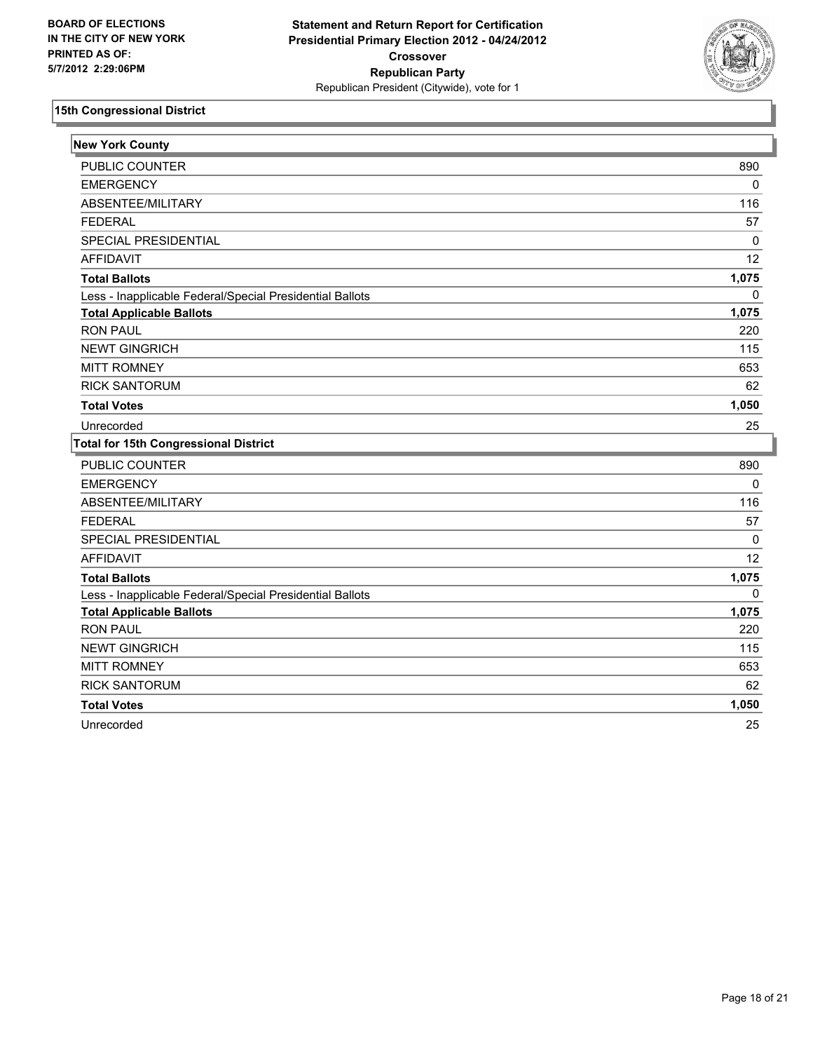BOARD OF ELECTIONS
IN THE CITY OF NEW YORK
PRINTED AS OF:
5/7/2012 2:29:06PM

**Statement and Return Report for Certification**
**Presidential Primary Election 2012 - 04/24/2012**
**Crossover**
**Republican Party**
Republican President (Citywide), vote for 1

## 15th Congressional District

### New York County

| | |
|---|---|
| PUBLIC COUNTER | 890 |
| EMERGENCY | 0 |
| ABSENTEE/MILITARY | 116 |
| FEDERAL | 57 |
| SPECIAL PRESIDENTIAL | 0 |
| AFFIDAVIT | 12 |
| **Total Ballots** | **1,075** |
| Less - Inapplicable Federal/Special Presidential Ballots | 0 |
| **Total Applicable Ballots** | **1,075** |
| RON PAUL | 220 |
| NEWT GINGRICH | 115 |
| MITT ROMNEY | 653 |
| RICK SANTORUM | 62 |
| **Total Votes** | **1,050** |
| Unrecorded | 25 |

### Total for 15th Congressional District

| | |
|---|---|
| PUBLIC COUNTER | 890 |
| EMERGENCY | 0 |
| ABSENTEE/MILITARY | 116 |
| FEDERAL | 57 |
| SPECIAL PRESIDENTIAL | 0 |
| AFFIDAVIT | 12 |
| **Total Ballots** | **1,075** |
| Less - Inapplicable Federal/Special Presidential Ballots | 0 |
| **Total Applicable Ballots** | **1,075** |
| RON PAUL | 220 |
| NEWT GINGRICH | 115 |
| MITT ROMNEY | 653 |
| RICK SANTORUM | 62 |
| **Total Votes** | **1,050** |
| Unrecorded | 25 |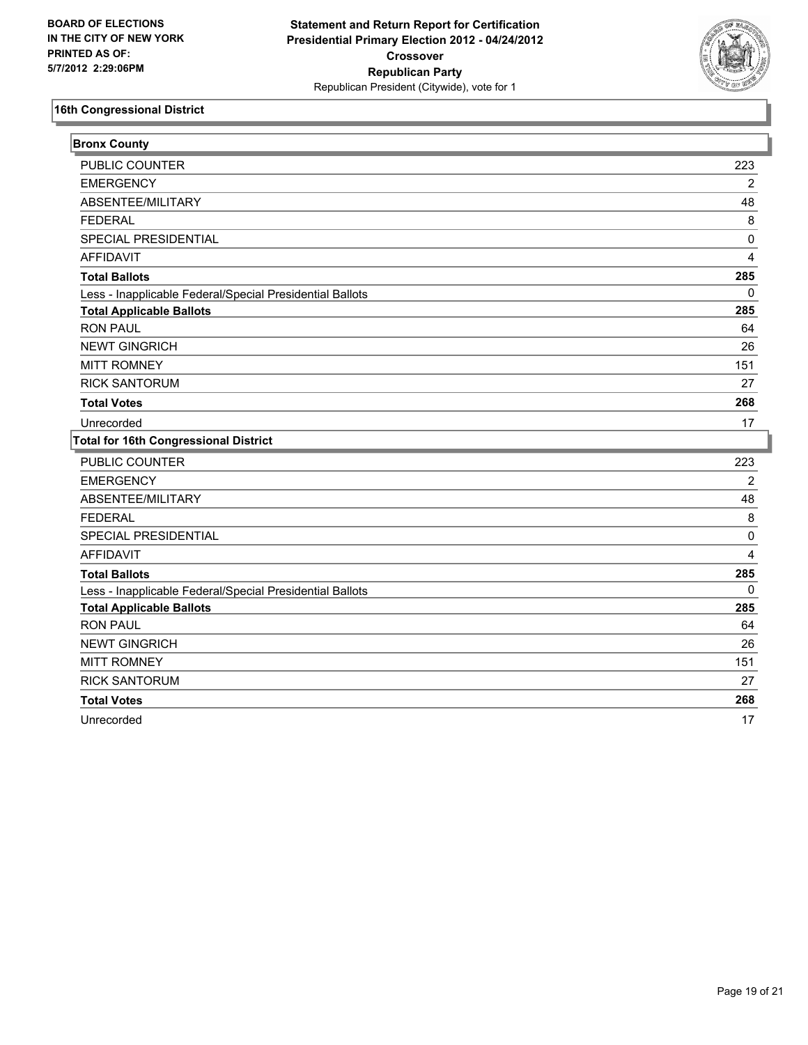**BOARD OF ELECTIONS IN THE CITY OF NEW YORK**
**PRINTED AS OF:**
**5/7/2012 2:29:06PM**

**Statement and Return Report for Certification**
**Presidential Primary Election 2012 - 04/24/2012**
**Crossover**
**Republican Party**
Republican President (Citywide), vote for 1

## 16th Congressional District

### Bronx County

| | |
|---|---|
| PUBLIC COUNTER | 223 |
| EMERGENCY | 2 |
| ABSENTEE/MILITARY | 48 |
| FEDERAL | 8 |
| SPECIAL PRESIDENTIAL | 0 |
| AFFIDAVIT | 4 |
| **Total Ballots** | **285** |
| Less - Inapplicable Federal/Special Presidential Ballots | 0 |
| **Total Applicable Ballots** | **285** |
| RON PAUL | 64 |
| NEWT GINGRICH | 26 |
| MITT ROMNEY | 151 |
| RICK SANTORUM | 27 |
| **Total Votes** | **268** |
| Unrecorded | 17 |

### Total for 16th Congressional District

| | |
|---|---|
| PUBLIC COUNTER | 223 |
| EMERGENCY | 2 |
| ABSENTEE/MILITARY | 48 |
| FEDERAL | 8 |
| SPECIAL PRESIDENTIAL | 0 |
| AFFIDAVIT | 4 |
| **Total Ballots** | **285** |
| Less - Inapplicable Federal/Special Presidential Ballots | 0 |
| **Total Applicable Ballots** | **285** |
| RON PAUL | 64 |
| NEWT GINGRICH | 26 |
| MITT ROMNEY | 151 |
| RICK SANTORUM | 27 |
| **Total Votes** | **268** |
| Unrecorded | 17 |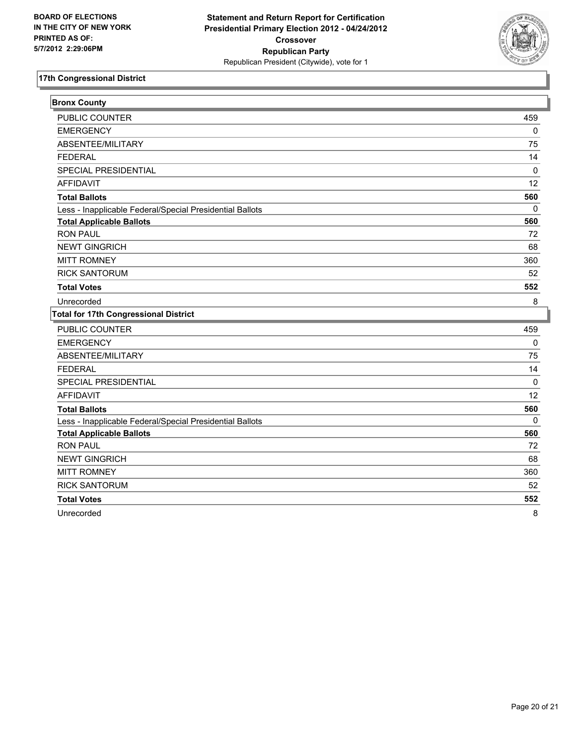**BOARD OF ELECTIONS IN THE CITY OF NEW YORK PRINTED AS OF: 5/7/2012 2:29:06PM**

**Statement and Return Report for Certification Presidential Primary Election 2012 - 04/24/2012 Crossover Republican Party**
Republican President (Citywide), vote for 1

## 17th Congressional District

### Bronx County

| | |
|---|---|
| PUBLIC COUNTER | 459 |
| EMERGENCY | 0 |
| ABSENTEE/MILITARY | 75 |
| FEDERAL | 14 |
| SPECIAL PRESIDENTIAL | 0 |
| AFFIDAVIT | 12 |
| **Total Ballots** | **560** |
| Less - Inapplicable Federal/Special Presidential Ballots | 0 |
| **Total Applicable Ballots** | **560** |
| RON PAUL | 72 |
| NEWT GINGRICH | 68 |
| MITT ROMNEY | 360 |
| RICK SANTORUM | 52 |
| **Total Votes** | **552** |
| Unrecorded | 8 |

### Total for 17th Congressional District

| | |
|---|---|
| PUBLIC COUNTER | 459 |
| EMERGENCY | 0 |
| ABSENTEE/MILITARY | 75 |
| FEDERAL | 14 |
| SPECIAL PRESIDENTIAL | 0 |
| AFFIDAVIT | 12 |
| **Total Ballots** | **560** |
| Less - Inapplicable Federal/Special Presidential Ballots | 0 |
| **Total Applicable Ballots** | **560** |
| RON PAUL | 72 |
| NEWT GINGRICH | 68 |
| MITT ROMNEY | 360 |
| RICK SANTORUM | 52 |
| **Total Votes** | **552** |
| Unrecorded | 8 |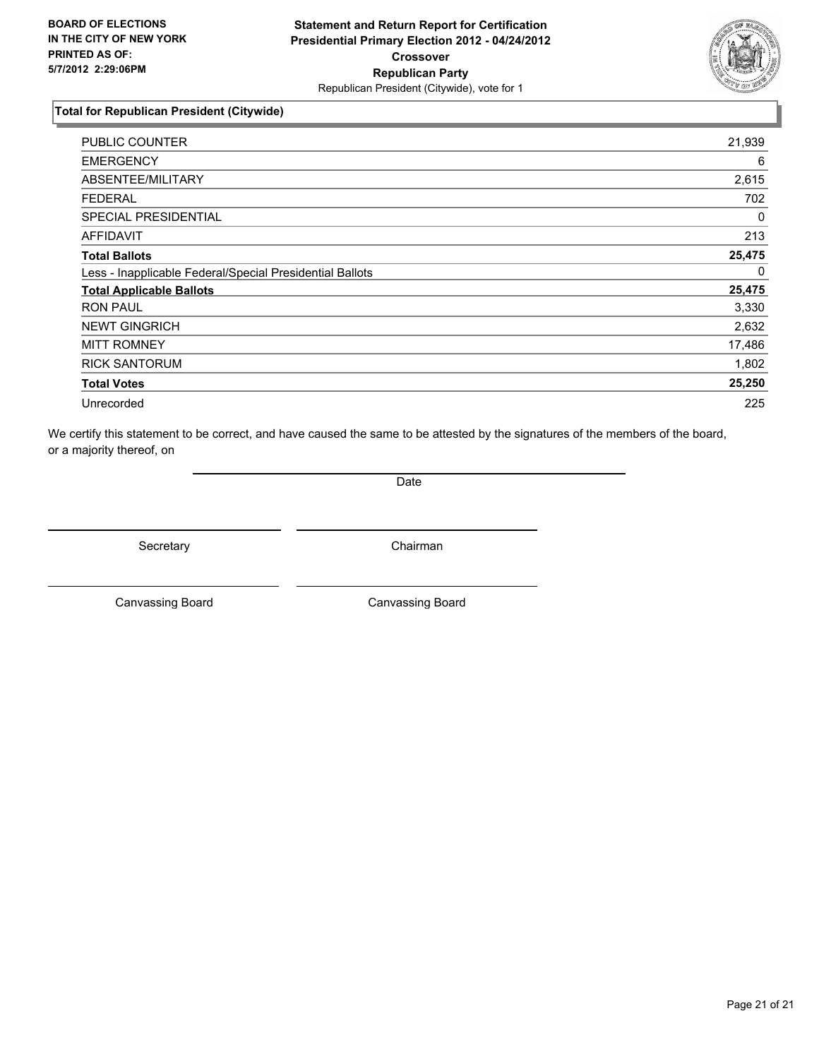**BOARD OF ELECTIONS IN THE CITY OF NEW YORK PRINTED AS OF: 5/7/2012 2:29:06PM**

**Statement and Return Report for Certification Presidential Primary Election 2012 - 04/24/2012 Crossover Republican Party**

Republican President (Citywide), vote for 1

### Total for Republican President (Citywide)

| | |
|---|---|
| PUBLIC COUNTER | 21,939 |
| EMERGENCY | 6 |
| ABSENTEE/MILITARY | 2,615 |
| FEDERAL | 702 |
| SPECIAL PRESIDENTIAL | 0 |
| AFFIDAVIT | 213 |
| **Total Ballots** | **25,475** |
| Less - Inapplicable Federal/Special Presidential Ballots | 0 |
| **Total Applicable Ballots** | **25,475** |
| RON PAUL | 3,330 |
| NEWT GINGRICH | 2,632 |
| MITT ROMNEY | 17,486 |
| RICK SANTORUM | 1,802 |
| **Total Votes** | **25,250** |
| Unrecorded | 225 |

We certify this statement to be correct, and have caused the same to be attested by the signatures of the members of the board, or a majority thereof, on

Date

Secretary

Chairman

Canvassing Board

Canvassing Board